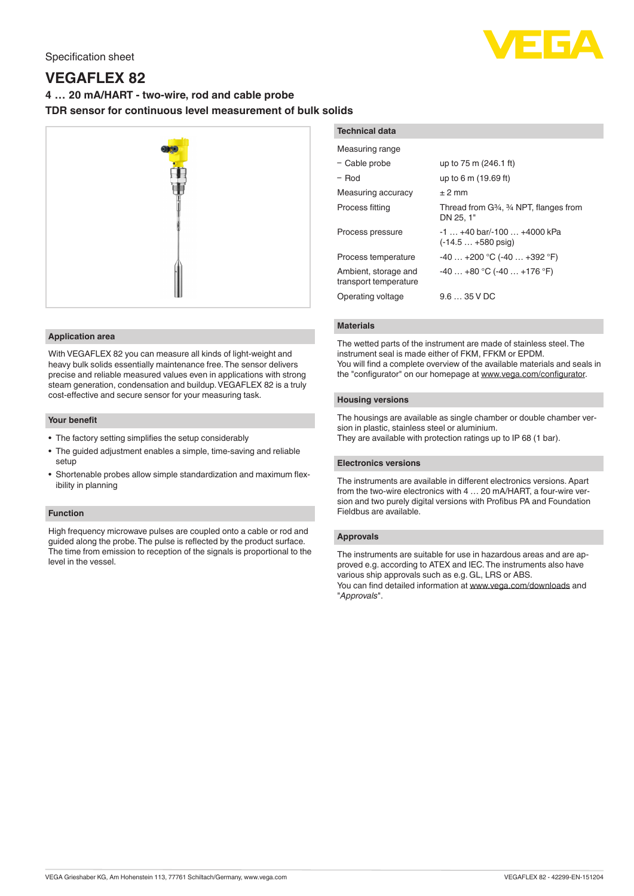Specification sheet

# VEGAFLEX 82

### 4 … 20 mA/HART - two-wire, rod and cable probe

### TDR sensor for continuous level measurement of bulk solids

## Application area

With VEGAFLEX 82 you can measure all kinds of light-weight and heavy bulk solids essentially maintenance free. The sensor delivers precise and reliable measured values even in applications with strong steam generation, condensation and buildup. VEGAFLEX 82 is a truly cost-effective and secure sensor for your measuring task.

## Your benefit

- The factory setting simplifies the setup considerably
- The guided adjustment enables a simple, time-saving and reliable setup
- Shortenable probes allow simple standardization and maximum flexibility in planning

## Function

High frequency microwave pulses are coupled onto a cable or rod and guided along the probe. The pulse is reflected by the product surface. The time from emission to reception of the signals is proportional to the level in the vessel.

## Technical data

| | |
|---|---|
| Measuring range | |
| − Cable probe | up to 75 m (246.1 ft) |
| − Rod | up to 6 m (19.69 ft) |
| Measuring accuracy | ± 2 mm |
| Process fitting | Thread from G¾, ¾ NPT, flanges from DN 25, 1" |
| Process pressure | -1 … +40 bar/-100 … +4000 kPa (-14.5 … +580 psig) |
| Process temperature | -40 … +200 °C (-40 … +392 °F) |
| Ambient, storage and transport temperature | -40 … +80 °C (-40 … +176 °F) |
| Operating voltage | 9.6 … 35 V DC |

## Materials

The wetted parts of the instrument are made of stainless steel. The instrument seal is made either of FKM, FFKM or EPDM.
You will find a complete overview of the available materials and seals in the "configurator" on our homepage at www.vega.com/configurator.

## Housing versions

The housings are available as single chamber or double chamber version in plastic, stainless steel or aluminium.
They are available with protection ratings up to IP 68 (1 bar).

## Electronics versions

The instruments are available in different electronics versions. Apart from the two-wire electronics with 4 … 20 mA/HART, a four-wire version and two purely digital versions with Profibus PA and Foundation Fieldbus are available.

## Approvals

The instruments are suitable for use in hazardous areas and are approved e.g. according to ATEX and IEC. The instruments also have various ship approvals such as e.g. GL, LRS or ABS.
You can find detailed information at www.vega.com/downloads and "*Approvals*".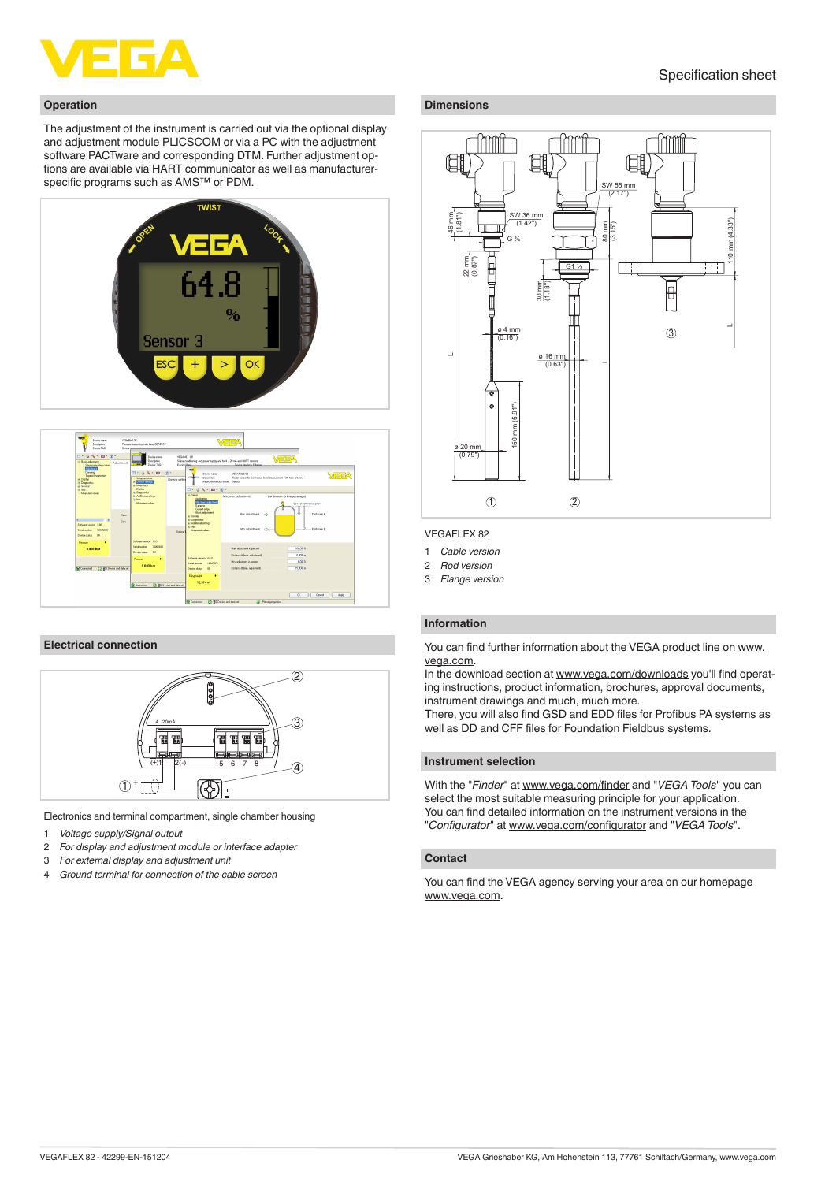## Operation

The adjustment of the instrument is carried out via the optional display and adjustment module PLICSCOM or via a PC with the adjustment software PACTware and corresponding DTM. Further adjustment options are available via HART communicator as well as manufacturer-specific programs such as AMS™ or PDM.

## Electrical connection

Electronics and terminal compartment, single chamber housing

1. *Voltage supply/Signal output*
2. *For display and adjustment module or interface adapter*
3. *For external display and adjustment unit*
4. *Ground terminal for connection of the cable screen*

## Dimensions

VEGAFLEX 82

1. *Cable version*
2. *Rod version*
3. *Flange version*

## Information

You can find further information about the VEGA product line on www.vega.com.
In the download section at www.vega.com/downloads you'll find operating instructions, product information, brochures, approval documents, instrument drawings and much, much more.
There, you will also find GSD and EDD files for Profibus PA systems as well as DD and CFF files for Foundation Fieldbus systems.

## Instrument selection

With the "*Finder*" at www.vega.com/finder and "*VEGA Tools*" you can select the most suitable measuring principle for your application.
You can find detailed information on the instrument versions in the "*Configurator*" at www.vega.com/configurator and "*VEGA Tools*".

## Contact

You can find the VEGA agency serving your area on our homepage www.vega.com.